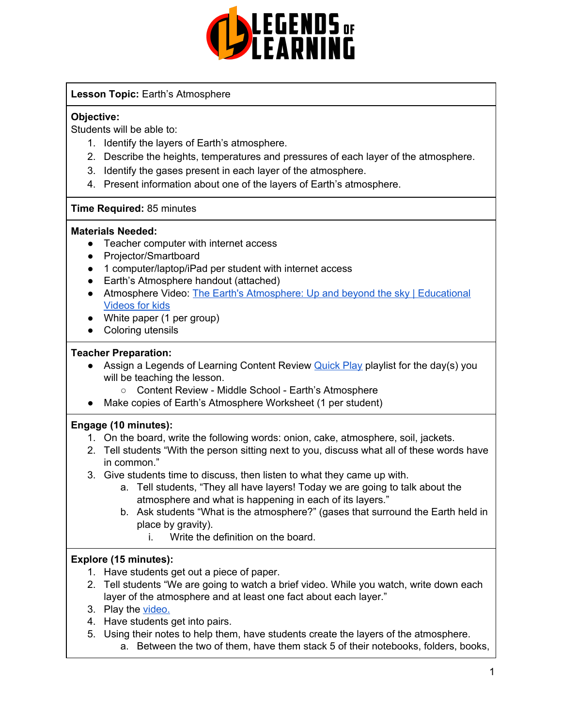**Lesson Topic:** Earth's Atmosphere

**Objective:**
Students will be able to:
1. Identify the layers of Earth's atmosphere.
2. Describe the heights, temperatures and pressures of each layer of the atmosphere.
3. Identify the gases present in each layer of the atmosphere.
4. Present information about one of the layers of Earth's atmosphere.

**Time Required:** 85 minutes

**Materials Needed:**
- Teacher computer with internet access
- Projector/Smartboard
- 1 computer/laptop/iPad per student with internet access
- Earth's Atmosphere handout (attached)
- Atmosphere Video: [The Earth's Atmosphere: Up and beyond the sky | Educational Videos for kids]()
- White paper (1 per group)
- Coloring utensils

**Teacher Preparation:**
- Assign a Legends of Learning Content Review [Quick Play]() playlist for the day(s) you will be teaching the lesson.
    - Content Review - Middle School - Earth's Atmosphere
- Make copies of Earth's Atmosphere Worksheet (1 per student)

**Engage (10 minutes):**
1. On the board, write the following words: onion, cake, atmosphere, soil, jackets.
2. Tell students "With the person sitting next to you, discuss what all of these words have in common."
3. Give students time to discuss, then listen to what they came up with.
    a. Tell students, "They all have layers! Today we are going to talk about the atmosphere and what is happening in each of its layers."
    b. Ask students "What is the atmosphere?" (gases that surround the Earth held in place by gravity).
        i. Write the definition on the board.

**Explore (15 minutes):**
1. Have students get out a piece of paper.
2. Tell students "We are going to watch a brief video. While you watch, write down each layer of the atmosphere and at least one fact about each layer."
3. Play the [video.]()
4. Have students get into pairs.
5. Using their notes to help them, have students create the layers of the atmosphere.
    a. Between the two of them, have them stack 5 of their notebooks, folders, books,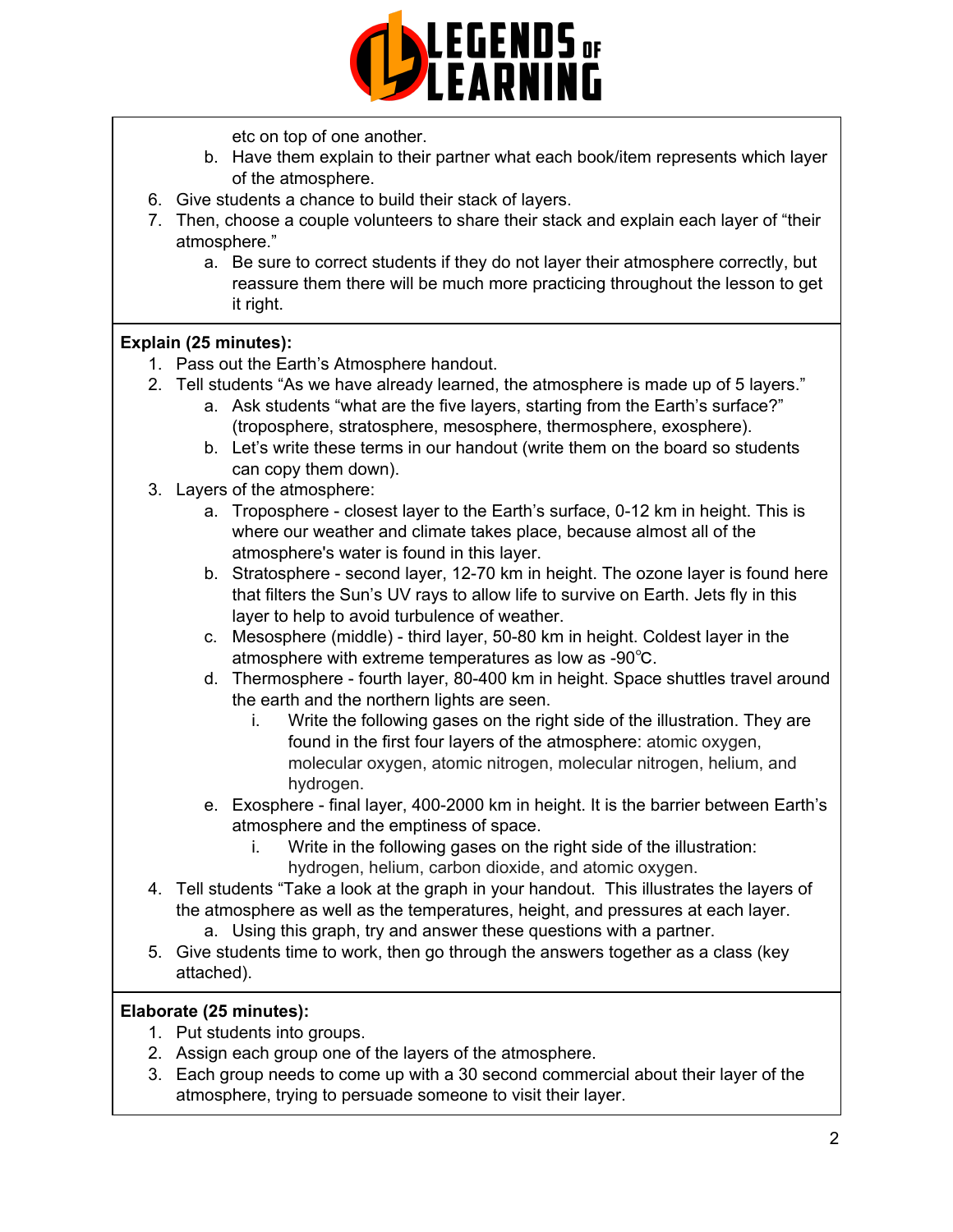etc on top of one another.

   b. Have them explain to their partner what each book/item represents which layer of the atmosphere.

6. Give students a chance to build their stack of layers.
7. Then, choose a couple volunteers to share their stack and explain each layer of "their atmosphere."
   a. Be sure to correct students if they do not layer their atmosphere correctly, but reassure them there will be much more practicing throughout the lesson to get it right.

**Explain (25 minutes):**

1. Pass out the Earth's Atmosphere handout.
2. Tell students "As we have already learned, the atmosphere is made up of 5 layers."
   a. Ask students "what are the five layers, starting from the Earth's surface?" (troposphere, stratosphere, mesosphere, thermosphere, exosphere).
   b. Let's write these terms in our handout (write them on the board so students can copy them down).
3. Layers of the atmosphere:
   a. Troposphere - closest layer to the Earth's surface, 0-12 km in height. This is where our weather and climate takes place, because almost all of the atmosphere's water is found in this layer.
   b. Stratosphere - second layer, 12-70 km in height. The ozone layer is found here that filters the Sun's UV rays to allow life to survive on Earth. Jets fly in this layer to help to avoid turbulence of weather.
   c. Mesosphere (middle) - third layer, 50-80 km in height. Coldest layer in the atmosphere with extreme temperatures as low as -90℃.
   d. Thermosphere - fourth layer, 80-400 km in height. Space shuttles travel around the earth and the northern lights are seen.
      i. Write the following gases on the right side of the illustration. They are found in the first four layers of the atmosphere: atomic oxygen, molecular oxygen, atomic nitrogen, molecular nitrogen, helium, and hydrogen.
   e. Exosphere - final layer, 400-2000 km in height. It is the barrier between Earth's atmosphere and the emptiness of space.
      i. Write in the following gases on the right side of the illustration: hydrogen, helium, carbon dioxide, and atomic oxygen.
4. Tell students "Take a look at the graph in your handout. This illustrates the layers of the atmosphere as well as the temperatures, height, and pressures at each layer.
   a. Using this graph, try and answer these questions with a partner.
5. Give students time to work, then go through the answers together as a class (key attached).

**Elaborate (25 minutes):**

1. Put students into groups.
2. Assign each group one of the layers of the atmosphere.
3. Each group needs to come up with a 30 second commercial about their layer of the atmosphere, trying to persuade someone to visit their layer.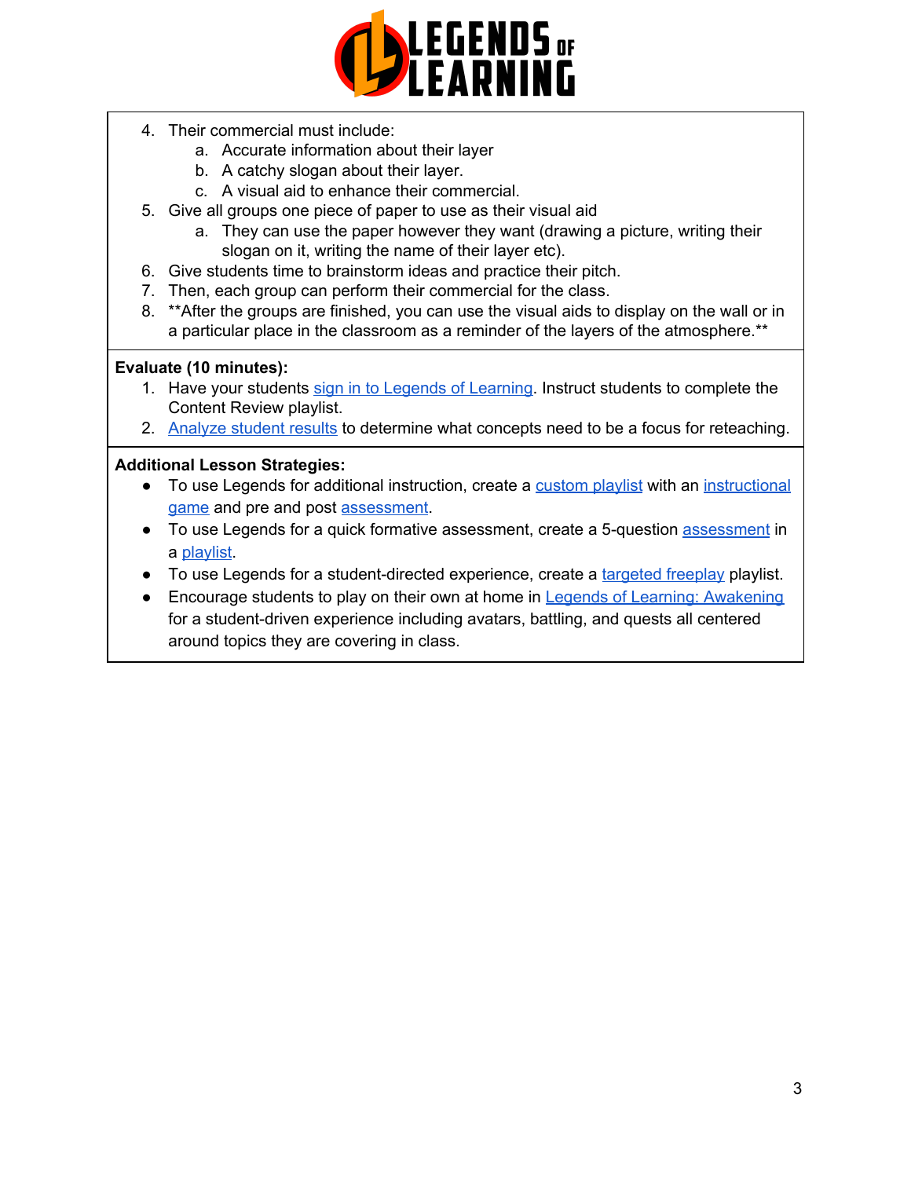4. Their commercial must include:
    a. Accurate information about their layer
    b. A catchy slogan about their layer.
    c. A visual aid to enhance their commercial.
5. Give all groups one piece of paper to use as their visual aid
    a. They can use the paper however they want (drawing a picture, writing their slogan on it, writing the name of their layer etc).
6. Give students time to brainstorm ideas and practice their pitch.
7. Then, each group can perform their commercial for the class.
8. **After the groups are finished, you can use the visual aids to display on the wall or in a particular place in the classroom as a reminder of the layers of the atmosphere.**

**Evaluate (10 minutes):**

1. Have your students sign in to Legends of Learning. Instruct students to complete the Content Review playlist.
2. Analyze student results to determine what concepts need to be a focus for reteaching.

**Additional Lesson Strategies:**

- To use Legends for additional instruction, create a custom playlist with an instructional game and pre and post assessment.
- To use Legends for a quick formative assessment, create a 5-question assessment in a playlist.
- To use Legends for a student-directed experience, create a targeted freeplay playlist.
- Encourage students to play on their own at home in Legends of Learning: Awakening for a student-driven experience including avatars, battling, and quests all centered around topics they are covering in class.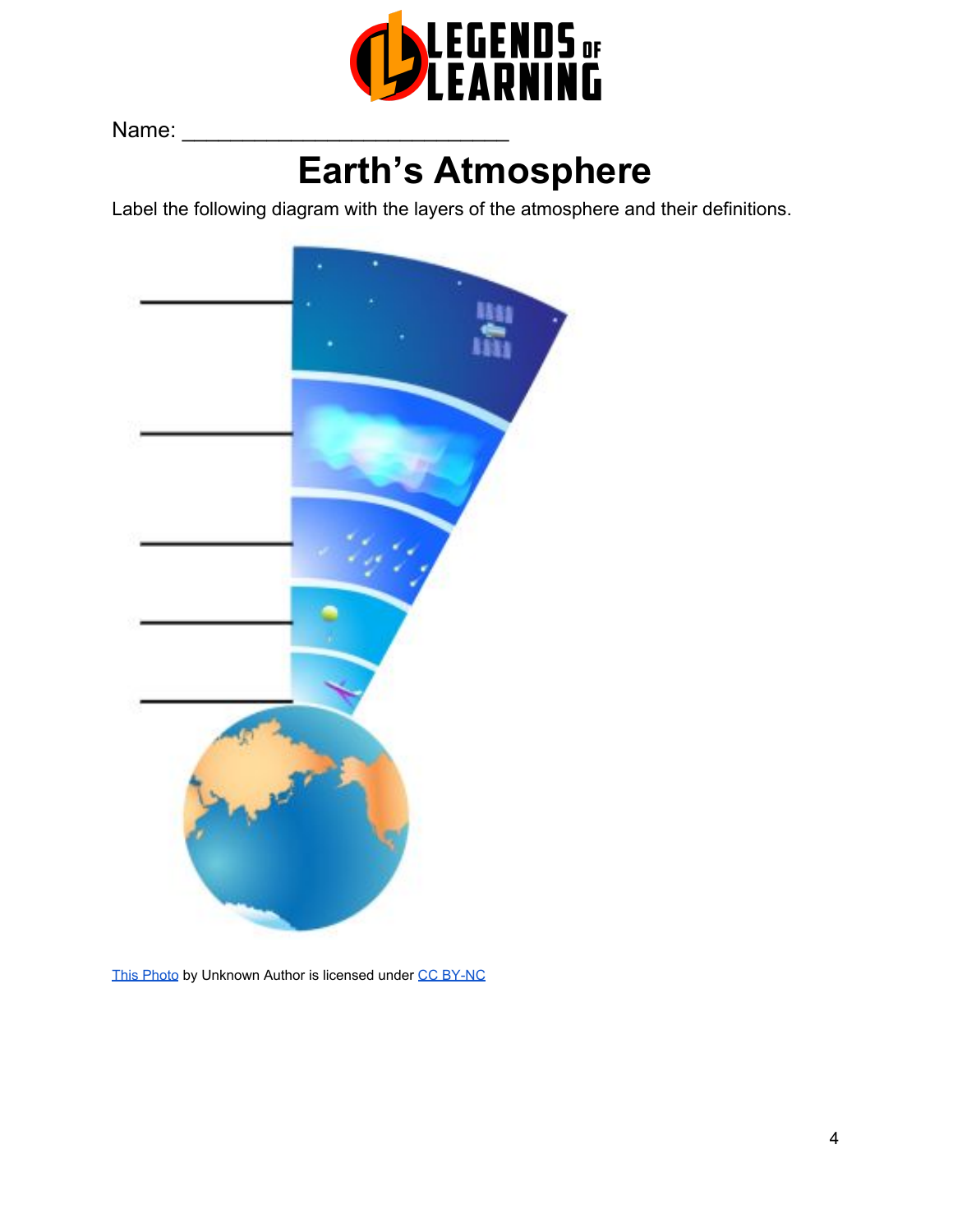Name: ___________________________

# Earth's Atmosphere

Label the following diagram with the layers of the atmosphere and their definitions.

This Photo by Unknown Author is licensed under CC BY-NC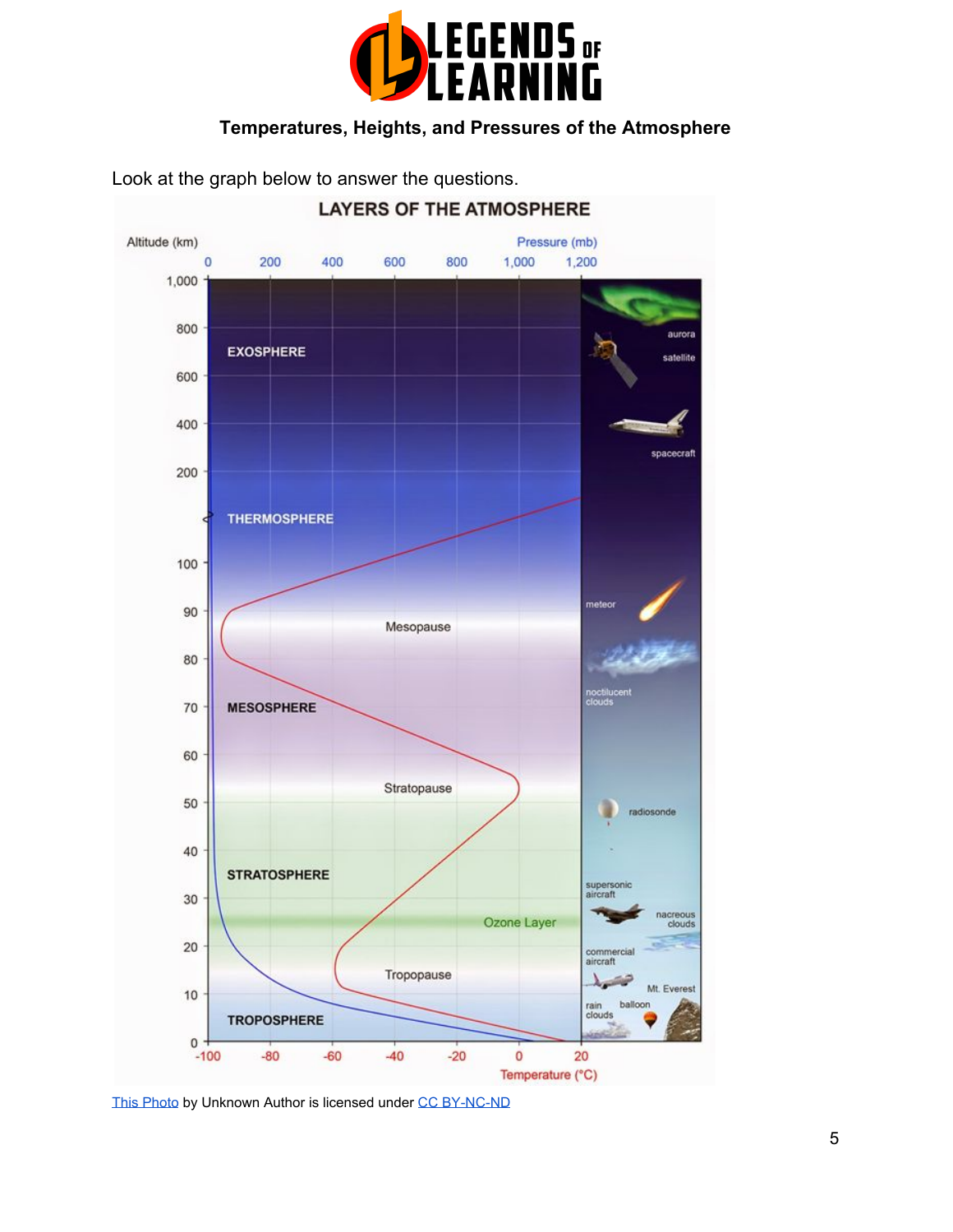**Temperatures, Heights, and Pressures of the Atmosphere**

Look at the graph below to answer the questions.

[This Photo](#) by Unknown Author is licensed under [CC BY-NC-ND](#)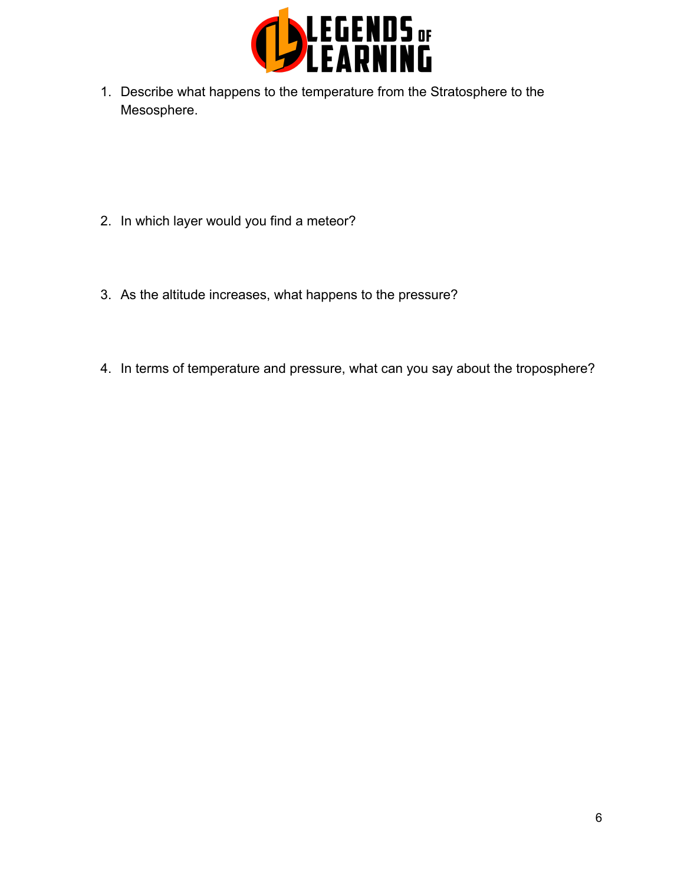1. Describe what happens to the temperature from the Stratosphere to the Mesosphere.

2. In which layer would you find a meteor?

3. As the altitude increases, what happens to the pressure?

4. In terms of temperature and pressure, what can you say about the troposphere?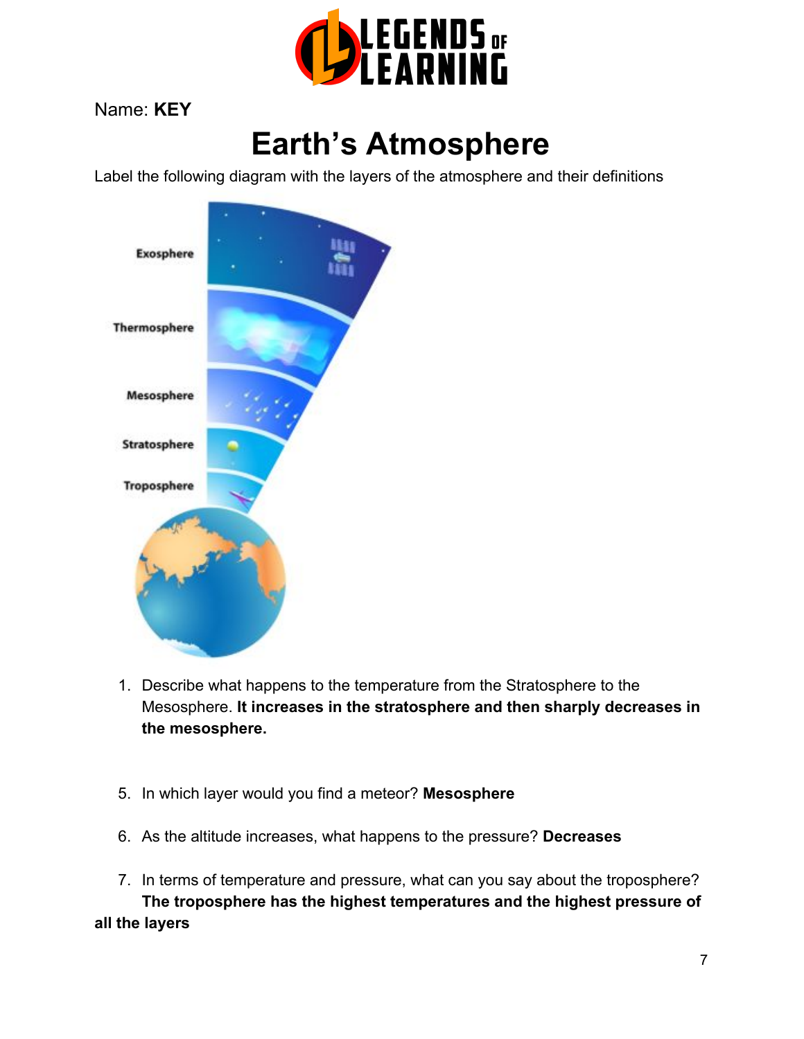Name: **KEY**

# Earth's Atmosphere

Label the following diagram with the layers of the atmosphere and their definitions

Exosphere

Thermosphere

Mesosphere

Stratosphere

Troposphere

1. Describe what happens to the temperature from the Stratosphere to the Mesosphere. **It increases in the stratosphere and then sharply decreases in the mesosphere.**

5. In which layer would you find a meteor? **Mesosphere**

6. As the altitude increases, what happens to the pressure? **Decreases**

7. In terms of temperature and pressure, what can you say about the troposphere? **The troposphere has the highest temperatures and the highest pressure of all the layers**